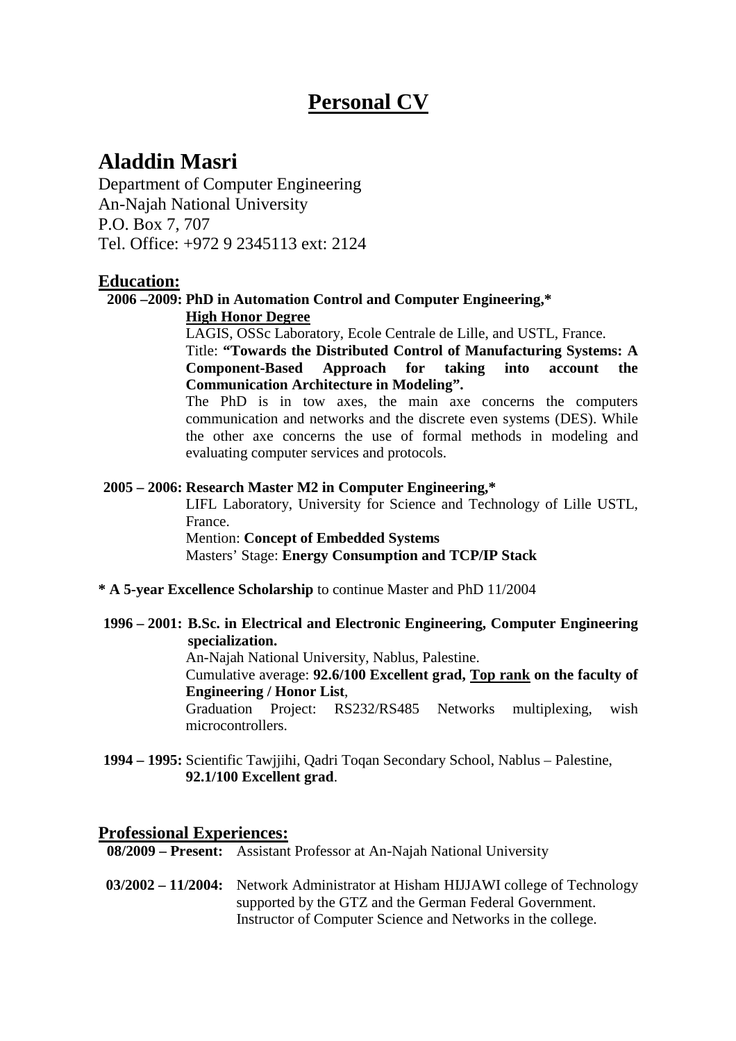# Personal CV

## Aladdin Masri

Department of Computer Engineering
An-Najah National University
P.O. Box 7, 707
Tel. Office: +972 9 2345113 ext: 2124

### Education:

**2006 –2009: PhD in Automation Control and Computer Engineering,\***
**High Honor Degree**
LAGIS, OSSc Laboratory, Ecole Centrale de Lille, and USTL, France.
Title: **"Towards the Distributed Control of Manufacturing Systems: A Component-Based Approach for taking into account the Communication Architecture in Modeling".**
The PhD is in tow axes, the main axe concerns the computers communication and networks and the discrete even systems (DES). While the other axe concerns the use of formal methods in modeling and evaluating computer services and protocols.

**2005 – 2006: Research Master M2 in Computer Engineering,\***
LIFL Laboratory, University for Science and Technology of Lille USTL, France.
Mention: **Concept of Embedded Systems**
Masters' Stage: **Energy Consumption and TCP/IP Stack**

**\* A 5-year Excellence Scholarship** to continue Master and PhD 11/2004

**1996 – 2001: B.Sc. in Electrical and Electronic Engineering, Computer Engineering specialization.**
An-Najah National University, Nablus, Palestine.
Cumulative average: **92.6/100 Excellent grad, Top rank on the faculty of Engineering / Honor List**,
Graduation Project: RS232/RS485 Networks multiplexing, wish microcontrollers.

**1994 – 1995:** Scientific Tawjjihi, Qadri Toqan Secondary School, Nablus – Palestine, **92.1/100 Excellent grad**.

### Professional Experiences:

**08/2009 – Present:** Assistant Professor at An-Najah National University

**03/2002 – 11/2004:** Network Administrator at Hisham HIJJAWI college of Technology supported by the GTZ and the German Federal Government.
Instructor of Computer Science and Networks in the college.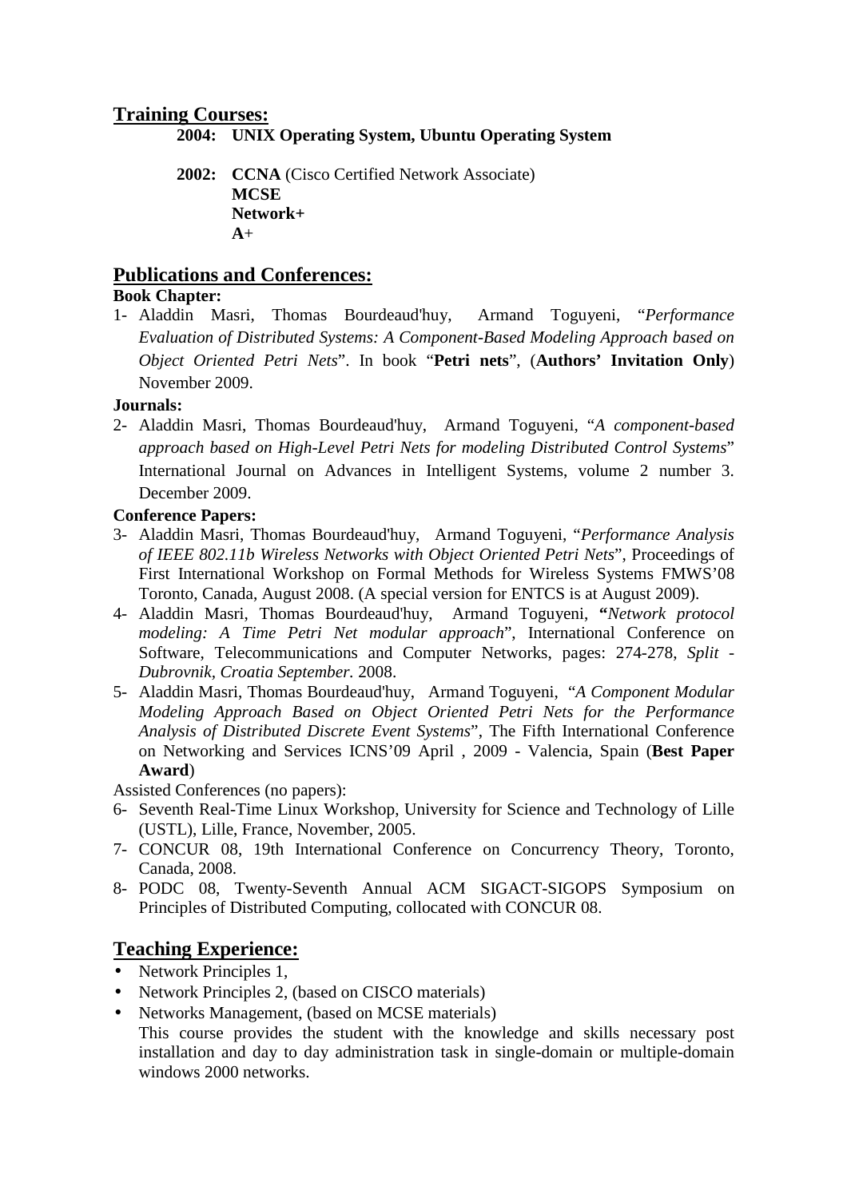## Training Courses:

**2004: UNIX Operating System, Ubuntu Operating System**

**2002: CCNA** (Cisco Certified Network Associate)
**MCSE**
**Network+**
**A**+

## Publications and Conferences:

**Book Chapter:**

1- Aladdin Masri, Thomas Bourdeaud'huy, Armand Toguyeni, "*Performance Evaluation of Distributed Systems: A Component-Based Modeling Approach based on Object Oriented Petri Nets*". In book "**Petri nets**", (**Authors' Invitation Only**) November 2009.

**Journals:**

2- Aladdin Masri, Thomas Bourdeaud'huy, Armand Toguyeni, "*A component-based approach based on High-Level Petri Nets for modeling Distributed Control Systems*" International Journal on Advances in Intelligent Systems, volume 2 number 3. December 2009.

**Conference Papers:**

3- Aladdin Masri, Thomas Bourdeaud'huy, Armand Toguyeni, "*Performance Analysis of IEEE 802.11b Wireless Networks with Object Oriented Petri Nets*", Proceedings of First International Workshop on Formal Methods for Wireless Systems FMWS'08 Toronto, Canada, August 2008. (A special version for ENTCS is at August 2009).

4- Aladdin Masri, Thomas Bourdeaud'huy, Armand Toguyeni, **"***Network protocol modeling: A Time Petri Net modular approach*", International Conference on Software, Telecommunications and Computer Networks, pages: 274-278, *Split - Dubrovnik, Croatia September.* 2008.

5- Aladdin Masri, Thomas Bourdeaud'huy, Armand Toguyeni, "*A Component Modular Modeling Approach Based on Object Oriented Petri Nets for the Performance Analysis of Distributed Discrete Event Systems*", The Fifth International Conference on Networking and Services ICNS'09 April , 2009 - Valencia, Spain (**Best Paper Award**)

Assisted Conferences (no papers):

6- Seventh Real-Time Linux Workshop, University for Science and Technology of Lille (USTL), Lille, France, November, 2005.

7- CONCUR 08, 19th International Conference on Concurrency Theory, Toronto, Canada, 2008.

8- PODC 08, Twenty-Seventh Annual ACM SIGACT-SIGOPS Symposium on Principles of Distributed Computing, collocated with CONCUR 08.

## Teaching Experience:

- Network Principles 1,
- Network Principles 2, (based on CISCO materials)
- Networks Management, (based on MCSE materials)
  This course provides the student with the knowledge and skills necessary post installation and day to day administration task in single-domain or multiple-domain windows 2000 networks.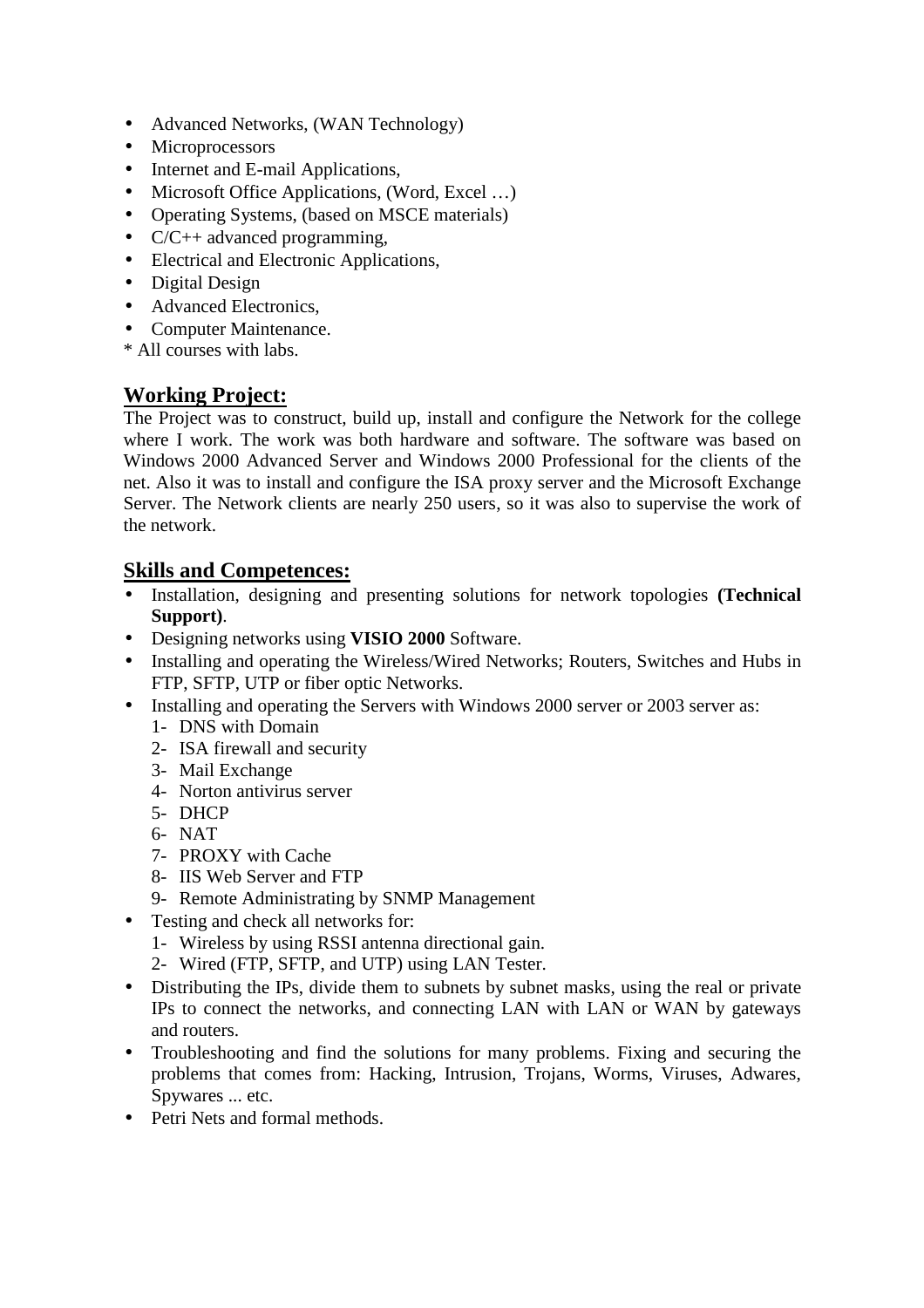- Advanced Networks, (WAN Technology)
- Microprocessors
- Internet and E-mail Applications,
- Microsoft Office Applications, (Word, Excel …)
- Operating Systems, (based on MSCE materials)
- C/C++ advanced programming,
- Electrical and Electronic Applications,
- Digital Design
- Advanced Electronics,
- Computer Maintenance.

* All courses with labs.

## Working Project:

The Project was to construct, build up, install and configure the Network for the college where I work. The work was both hardware and software. The software was based on Windows 2000 Advanced Server and Windows 2000 Professional for the clients of the net. Also it was to install and configure the ISA proxy server and the Microsoft Exchange Server. The Network clients are nearly 250 users, so it was also to supervise the work of the network.

## Skills and Competences:

- Installation, designing and presenting solutions for network topologies **(Technical Support)**.
- Designing networks using **VISIO 2000** Software.
- Installing and operating the Wireless/Wired Networks; Routers, Switches and Hubs in FTP, SFTP, UTP or fiber optic Networks.
- Installing and operating the Servers with Windows 2000 server or 2003 server as:
  1- DNS with Domain
  2- ISA firewall and security
  3- Mail Exchange
  4- Norton antivirus server
  5- DHCP
  6- NAT
  7- PROXY with Cache
  8- IIS Web Server and FTP
  9- Remote Administrating by SNMP Management
- Testing and check all networks for:
  1- Wireless by using RSSI antenna directional gain.
  2- Wired (FTP, SFTP, and UTP) using LAN Tester.
- Distributing the IPs, divide them to subnets by subnet masks, using the real or private IPs to connect the networks, and connecting LAN with LAN or WAN by gateways and routers.
- Troubleshooting and find the solutions for many problems. Fixing and securing the problems that comes from: Hacking, Intrusion, Trojans, Worms, Viruses, Adwares, Spywares ... etc.
- Petri Nets and formal methods.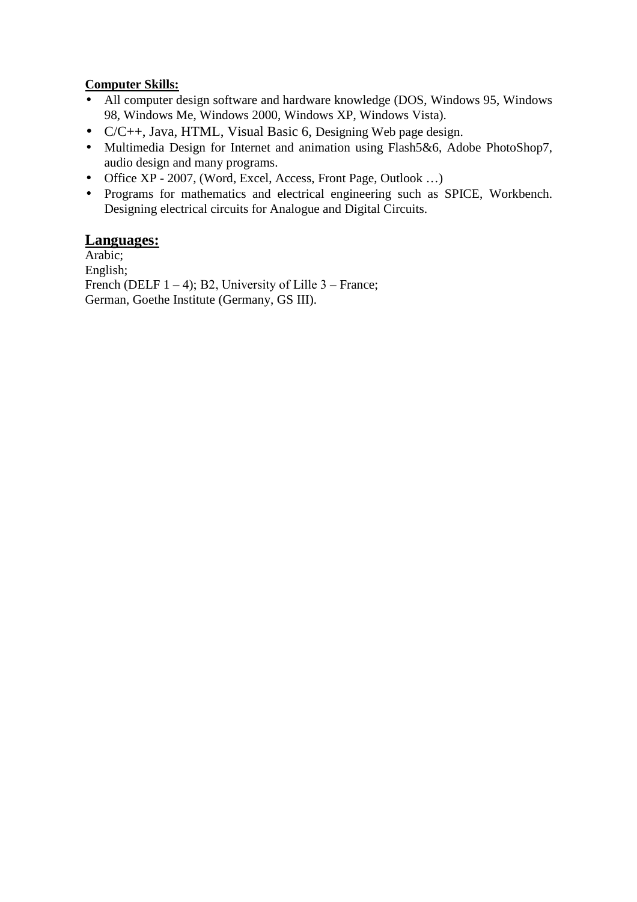**Computer Skills:**

- All computer design software and hardware knowledge (DOS, Windows 95, Windows 98, Windows Me, Windows 2000, Windows XP, Windows Vista).
- C/C++, Java, HTML, Visual Basic 6, Designing Web page design.
- Multimedia Design for Internet and animation using Flash5&6, Adobe PhotoShop7, audio design and many programs.
- Office XP - 2007, (Word, Excel, Access, Front Page, Outlook …)
- Programs for mathematics and electrical engineering such as SPICE, Workbench. Designing electrical circuits for Analogue and Digital Circuits.

## Languages:

Arabic;
English;
French (DELF 1 – 4); B2, University of Lille 3 – France;
German, Goethe Institute (Germany, GS III).